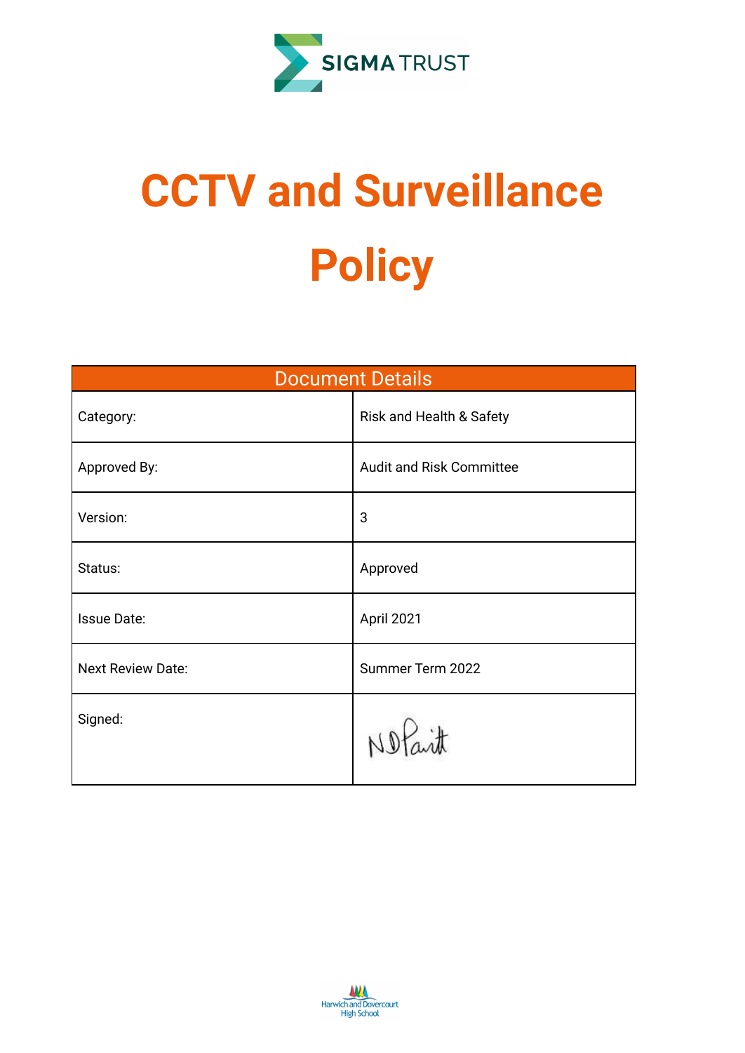SIGMA TRUST

# CCTV and Surveillance Policy

| Document Details | |
|---|---|
| Category: | Risk and Health & Safety |
| Approved By: | Audit and Risk Committee |
| Version: | 3 |
| Status: | Approved |
| Issue Date: | April 2021 |
| Next Review Date: | Summer Term 2022 |
| Signed: | N D Parritt |

Harwich and Dovercourt High School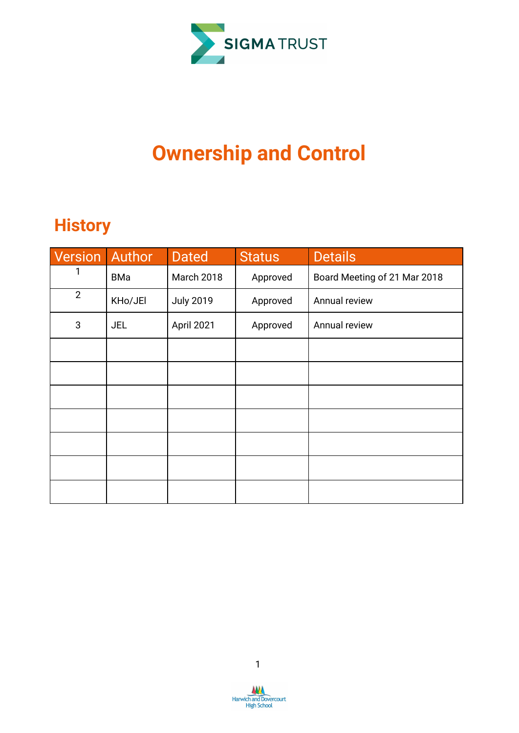SIGMA TRUST

# Ownership and Control

## History

| Version | Author | Dated | Status | Details |
|---|---|---|---|---|
| 1 | BMa | March 2018 | Approved | Board Meeting of 21 Mar 2018 |
| 2 | KHo/JEl | July 2019 | Approved | Annual review |
| 3 | JEL | April 2021 | Approved | Annual review |
| | | | | |
| | | | | |
| | | | | |
| | | | | |
| | | | | |
| | | | | |
| | | | | |

Harwich and Dovercourt High School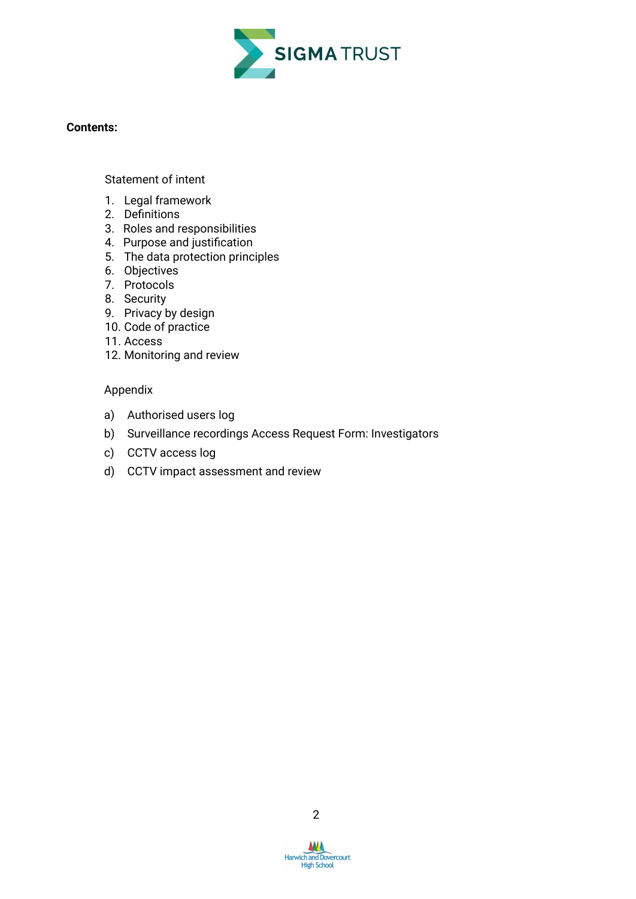**Contents:**

Statement of intent

1. Legal framework
2. Definitions
3. Roles and responsibilities
4. Purpose and justification
5. The data protection principles
6. Objectives
7. Protocols
8. Security
9. Privacy by design
10. Code of practice
11. Access
12. Monitoring and review

Appendix

a) Authorised users log
b) Surveillance recordings Access Request Form: Investigators
c) CCTV access log
d) CCTV impact assessment and review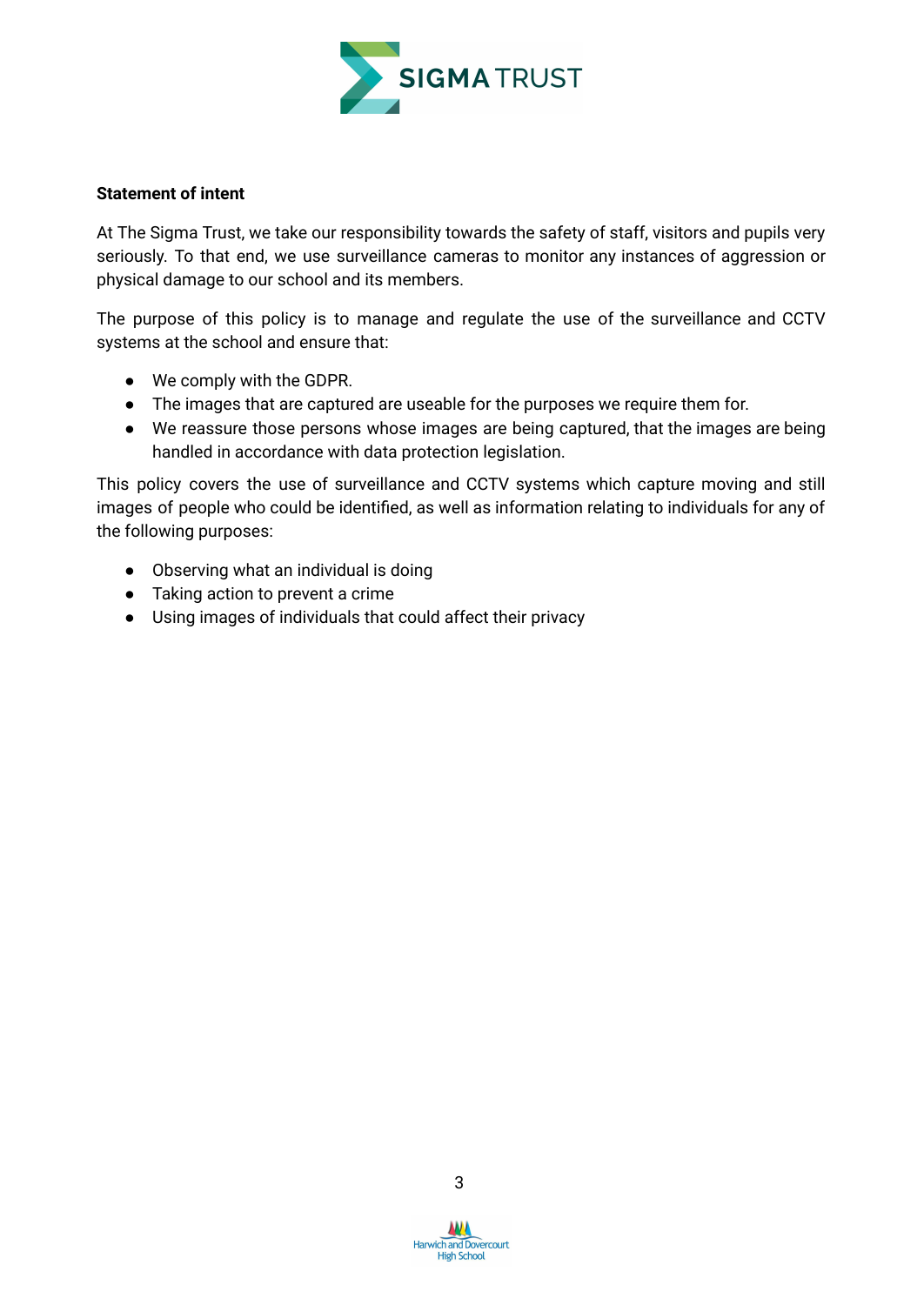**Statement of intent**

At The Sigma Trust, we take our responsibility towards the safety of staff, visitors and pupils very seriously. To that end, we use surveillance cameras to monitor any instances of aggression or physical damage to our school and its members.

The purpose of this policy is to manage and regulate the use of the surveillance and CCTV systems at the school and ensure that:

- We comply with the GDPR.
- The images that are captured are useable for the purposes we require them for.
- We reassure those persons whose images are being captured, that the images are being handled in accordance with data protection legislation.

This policy covers the use of surveillance and CCTV systems which capture moving and still images of people who could be identified, as well as information relating to individuals for any of the following purposes:

- Observing what an individual is doing
- Taking action to prevent a crime
- Using images of individuals that could affect their privacy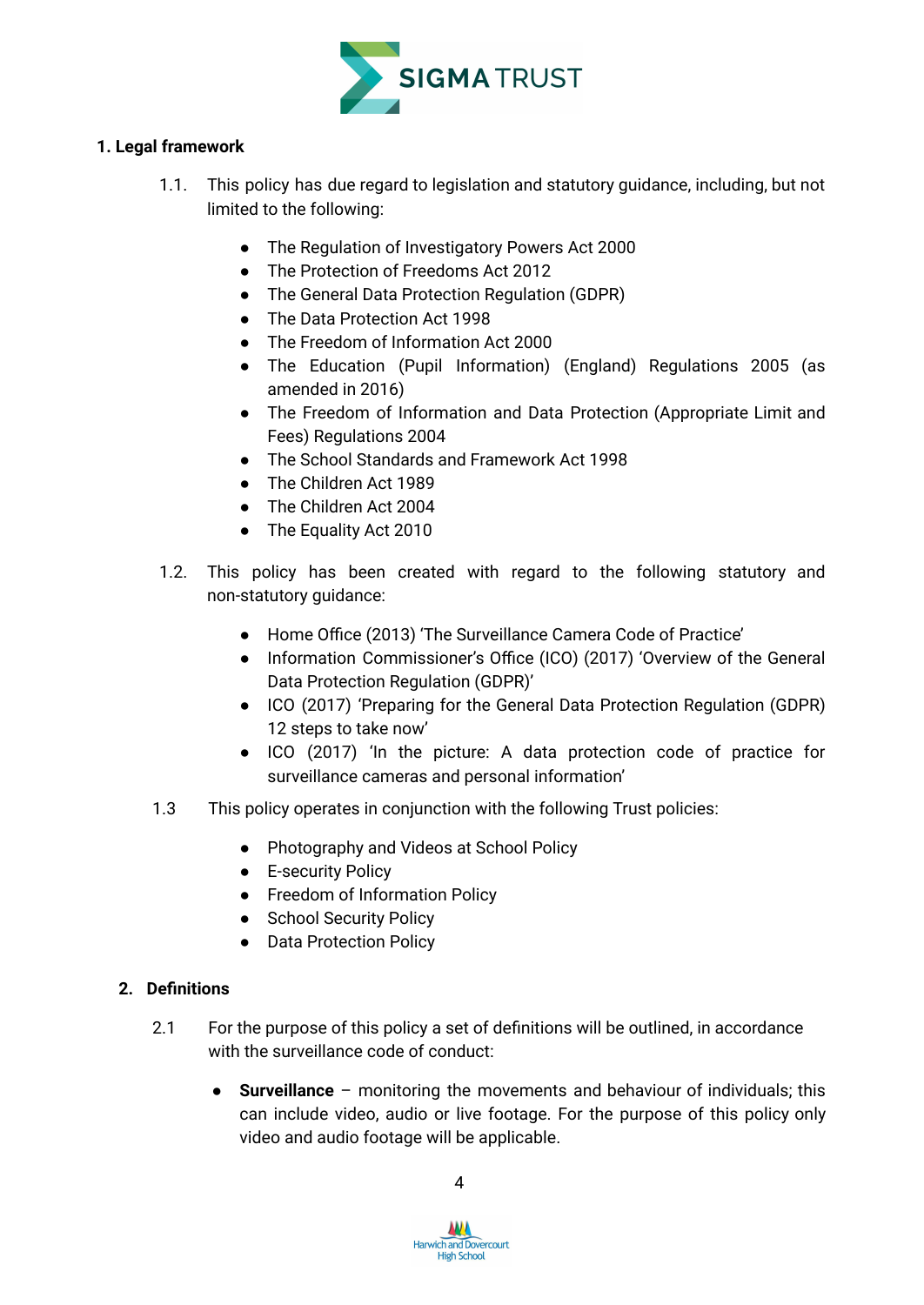## 1. Legal framework

1.1. This policy has due regard to legislation and statutory guidance, including, but not limited to the following:

- The Regulation of Investigatory Powers Act 2000
- The Protection of Freedoms Act 2012
- The General Data Protection Regulation (GDPR)
- The Data Protection Act 1998
- The Freedom of Information Act 2000
- The Education (Pupil Information) (England) Regulations 2005 (as amended in 2016)
- The Freedom of Information and Data Protection (Appropriate Limit and Fees) Regulations 2004
- The School Standards and Framework Act 1998
- The Children Act 1989
- The Children Act 2004
- The Equality Act 2010

1.2. This policy has been created with regard to the following statutory and non-statutory guidance:

- Home Office (2013) 'The Surveillance Camera Code of Practice'
- Information Commissioner's Office (ICO) (2017) 'Overview of the General Data Protection Regulation (GDPR)'
- ICO (2017) 'Preparing for the General Data Protection Regulation (GDPR) 12 steps to take now'
- ICO (2017) 'In the picture: A data protection code of practice for surveillance cameras and personal information'

1.3 This policy operates in conjunction with the following Trust policies:

- Photography and Videos at School Policy
- E-security Policy
- Freedom of Information Policy
- School Security Policy
- Data Protection Policy

## 2. Definitions

2.1 For the purpose of this policy a set of definitions will be outlined, in accordance with the surveillance code of conduct:

- **Surveillance** – monitoring the movements and behaviour of individuals; this can include video, audio or live footage. For the purpose of this policy only video and audio footage will be applicable.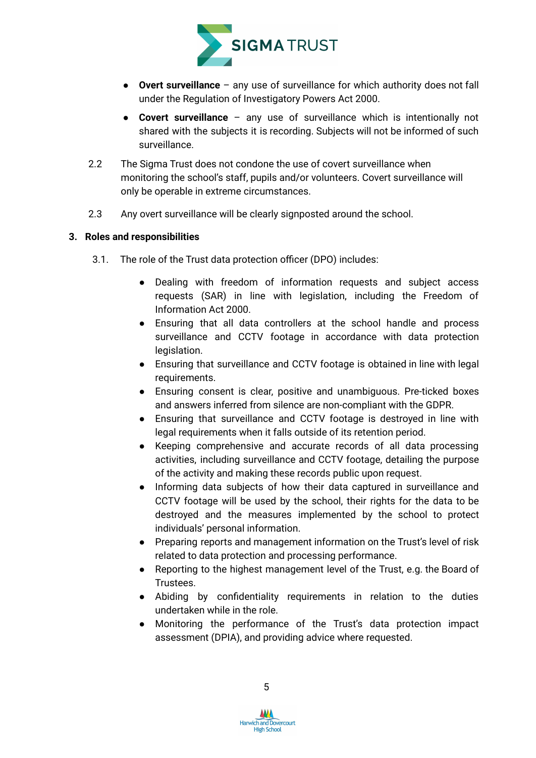- **Overt surveillance** – any use of surveillance for which authority does not fall under the Regulation of Investigatory Powers Act 2000.
- **Covert surveillance** – any use of surveillance which is intentionally not shared with the subjects it is recording. Subjects will not be informed of such surveillance.

2.2 The Sigma Trust does not condone the use of covert surveillance when monitoring the school's staff, pupils and/or volunteers. Covert surveillance will only be operable in extreme circumstances.

2.3 Any overt surveillance will be clearly signposted around the school.

## 3. Roles and responsibilities

3.1. The role of the Trust data protection officer (DPO) includes:

- Dealing with freedom of information requests and subject access requests (SAR) in line with legislation, including the Freedom of Information Act 2000.
- Ensuring that all data controllers at the school handle and process surveillance and CCTV footage in accordance with data protection legislation.
- Ensuring that surveillance and CCTV footage is obtained in line with legal requirements.
- Ensuring consent is clear, positive and unambiguous. Pre-ticked boxes and answers inferred from silence are non-compliant with the GDPR.
- Ensuring that surveillance and CCTV footage is destroyed in line with legal requirements when it falls outside of its retention period.
- Keeping comprehensive and accurate records of all data processing activities, including surveillance and CCTV footage, detailing the purpose of the activity and making these records public upon request.
- Informing data subjects of how their data captured in surveillance and CCTV footage will be used by the school, their rights for the data to be destroyed and the measures implemented by the school to protect individuals' personal information.
- Preparing reports and management information on the Trust's level of risk related to data protection and processing performance.
- Reporting to the highest management level of the Trust, e.g. the Board of Trustees.
- Abiding by confidentiality requirements in relation to the duties undertaken while in the role.
- Monitoring the performance of the Trust's data protection impact assessment (DPIA), and providing advice where requested.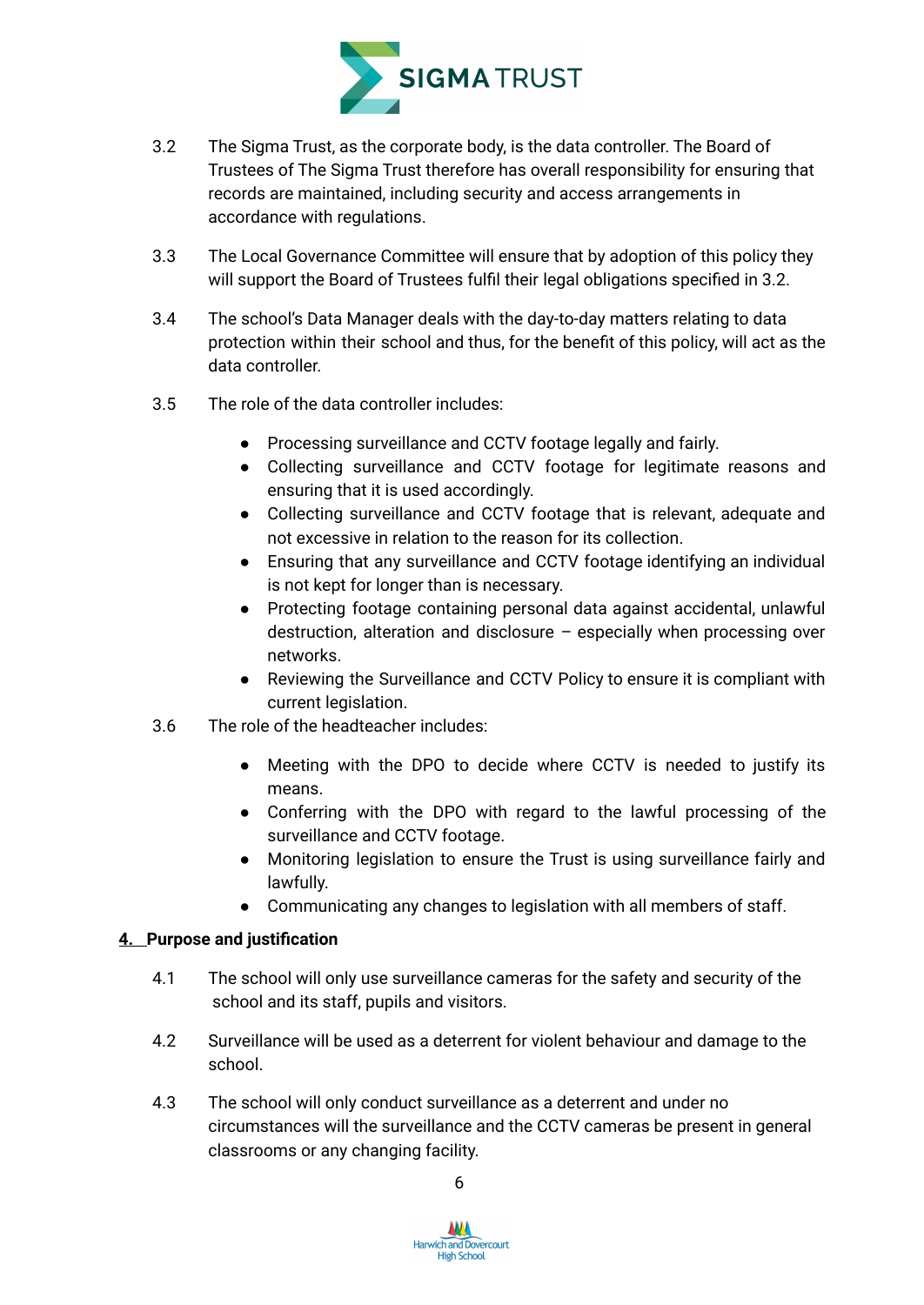3.2 The Sigma Trust, as the corporate body, is the data controller. The Board of Trustees of The Sigma Trust therefore has overall responsibility for ensuring that records are maintained, including security and access arrangements in accordance with regulations.

3.3 The Local Governance Committee will ensure that by adoption of this policy they will support the Board of Trustees fulfil their legal obligations specified in 3.2.

3.4 The school's Data Manager deals with the day-to-day matters relating to data protection within their school and thus, for the benefit of this policy, will act as the data controller.

3.5 The role of the data controller includes:

- Processing surveillance and CCTV footage legally and fairly.
- Collecting surveillance and CCTV footage for legitimate reasons and ensuring that it is used accordingly.
- Collecting surveillance and CCTV footage that is relevant, adequate and not excessive in relation to the reason for its collection.
- Ensuring that any surveillance and CCTV footage identifying an individual is not kept for longer than is necessary.
- Protecting footage containing personal data against accidental, unlawful destruction, alteration and disclosure – especially when processing over networks.
- Reviewing the Surveillance and CCTV Policy to ensure it is compliant with current legislation.

3.6 The role of the headteacher includes:

- Meeting with the DPO to decide where CCTV is needed to justify its means.
- Conferring with the DPO with regard to the lawful processing of the surveillance and CCTV footage.
- Monitoring legislation to ensure the Trust is using surveillance fairly and lawfully.
- Communicating any changes to legislation with all members of staff.

## 4. Purpose and justification

4.1 The school will only use surveillance cameras for the safety and security of the school and its staff, pupils and visitors.

4.2 Surveillance will be used as a deterrent for violent behaviour and damage to the school.

4.3 The school will only conduct surveillance as a deterrent and under no circumstances will the surveillance and the CCTV cameras be present in general classrooms or any changing facility.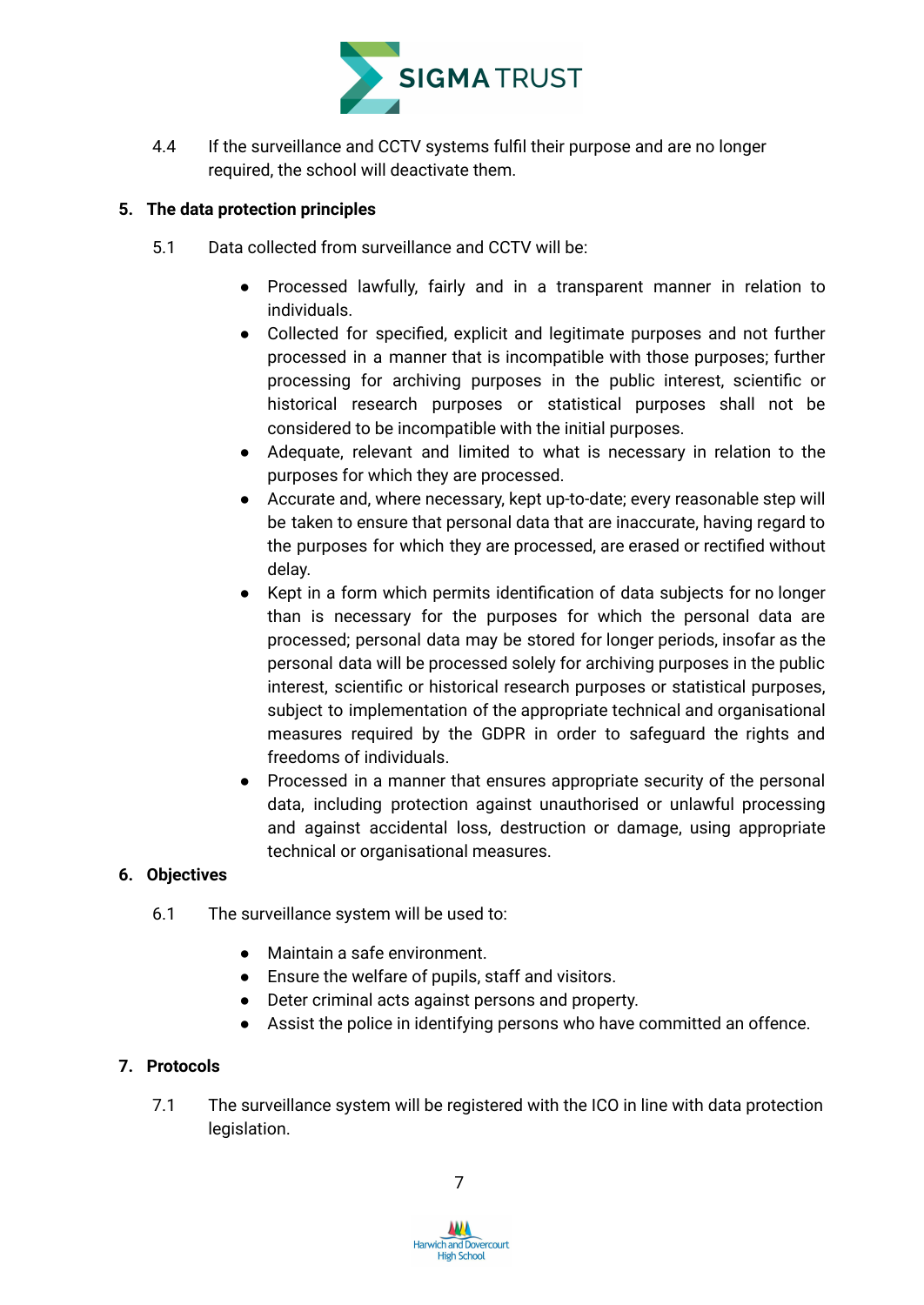4.4 If the surveillance and CCTV systems fulfil their purpose and are no longer required, the school will deactivate them.

## 5. The data protection principles

5.1 Data collected from surveillance and CCTV will be:

- Processed lawfully, fairly and in a transparent manner in relation to individuals.
- Collected for specified, explicit and legitimate purposes and not further processed in a manner that is incompatible with those purposes; further processing for archiving purposes in the public interest, scientific or historical research purposes or statistical purposes shall not be considered to be incompatible with the initial purposes.
- Adequate, relevant and limited to what is necessary in relation to the purposes for which they are processed.
- Accurate and, where necessary, kept up-to-date; every reasonable step will be taken to ensure that personal data that are inaccurate, having regard to the purposes for which they are processed, are erased or rectified without delay.
- Kept in a form which permits identification of data subjects for no longer than is necessary for the purposes for which the personal data are processed; personal data may be stored for longer periods, insofar as the personal data will be processed solely for archiving purposes in the public interest, scientific or historical research purposes or statistical purposes, subject to implementation of the appropriate technical and organisational measures required by the GDPR in order to safeguard the rights and freedoms of individuals.
- Processed in a manner that ensures appropriate security of the personal data, including protection against unauthorised or unlawful processing and against accidental loss, destruction or damage, using appropriate technical or organisational measures.

## 6. Objectives

6.1 The surveillance system will be used to:

- Maintain a safe environment.
- Ensure the welfare of pupils, staff and visitors.
- Deter criminal acts against persons and property.
- Assist the police in identifying persons who have committed an offence.

## 7. Protocols

7.1 The surveillance system will be registered with the ICO in line with data protection legislation.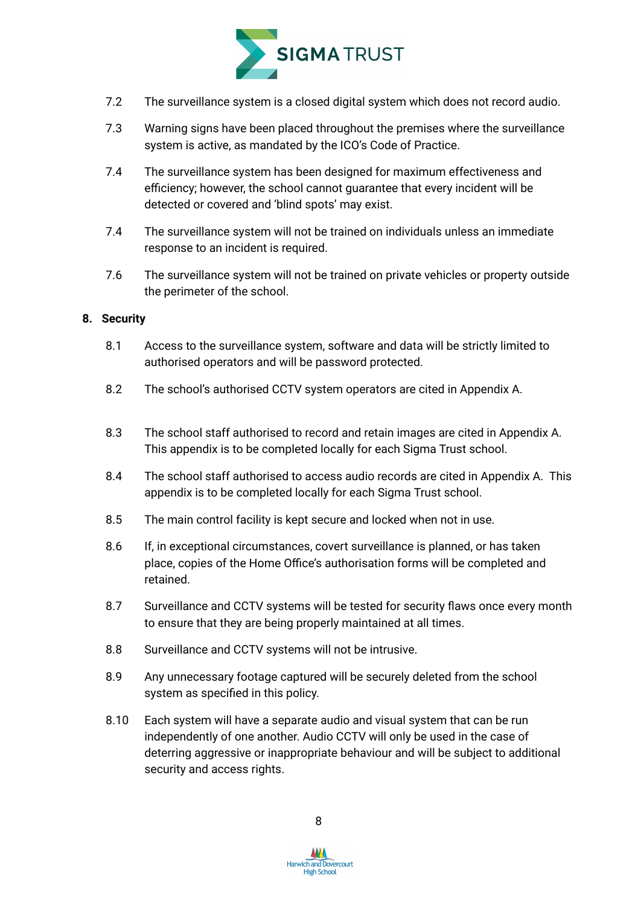7.2 The surveillance system is a closed digital system which does not record audio.

7.3 Warning signs have been placed throughout the premises where the surveillance system is active, as mandated by the ICO's Code of Practice.

7.4 The surveillance system has been designed for maximum effectiveness and efficiency; however, the school cannot guarantee that every incident will be detected or covered and 'blind spots' may exist.

7.4 The surveillance system will not be trained on individuals unless an immediate response to an incident is required.

7.6 The surveillance system will not be trained on private vehicles or property outside the perimeter of the school.

## 8. Security

8.1 Access to the surveillance system, software and data will be strictly limited to authorised operators and will be password protected.

8.2 The school's authorised CCTV system operators are cited in Appendix A.

8.3 The school staff authorised to record and retain images are cited in Appendix A. This appendix is to be completed locally for each Sigma Trust school.

8.4 The school staff authorised to access audio records are cited in Appendix A. This appendix is to be completed locally for each Sigma Trust school.

8.5 The main control facility is kept secure and locked when not in use.

8.6 If, in exceptional circumstances, covert surveillance is planned, or has taken place, copies of the Home Office's authorisation forms will be completed and retained.

8.7 Surveillance and CCTV systems will be tested for security flaws once every month to ensure that they are being properly maintained at all times.

8.8 Surveillance and CCTV systems will not be intrusive.

8.9 Any unnecessary footage captured will be securely deleted from the school system as specified in this policy.

8.10 Each system will have a separate audio and visual system that can be run independently of one another. Audio CCTV will only be used in the case of deterring aggressive or inappropriate behaviour and will be subject to additional security and access rights.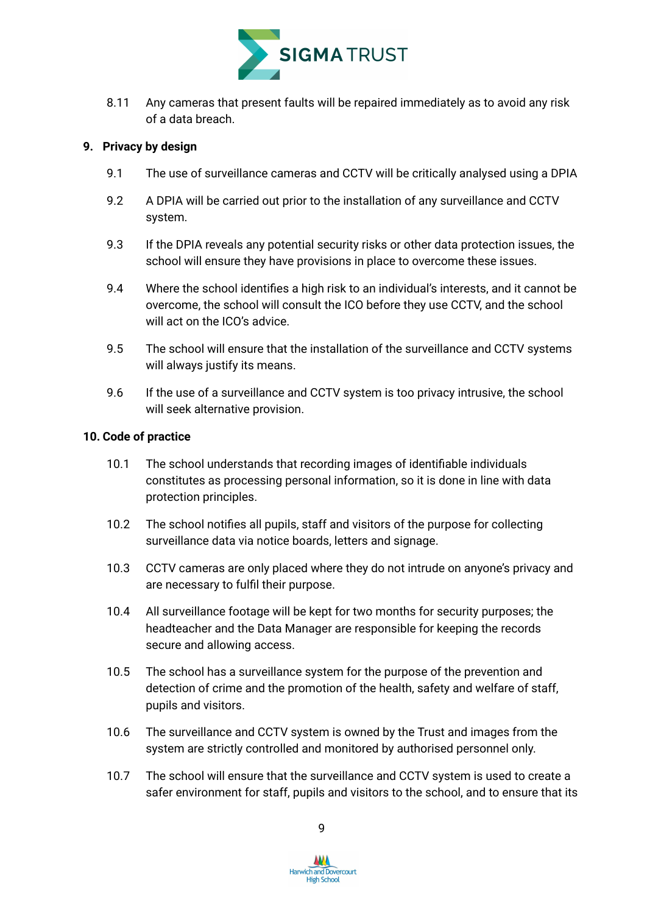8.11 Any cameras that present faults will be repaired immediately as to avoid any risk of a data breach.

## 9. Privacy by design

9.1 The use of surveillance cameras and CCTV will be critically analysed using a DPIA

9.2 A DPIA will be carried out prior to the installation of any surveillance and CCTV system.

9.3 If the DPIA reveals any potential security risks or other data protection issues, the school will ensure they have provisions in place to overcome these issues.

9.4 Where the school identifies a high risk to an individual's interests, and it cannot be overcome, the school will consult the ICO before they use CCTV, and the school will act on the ICO's advice.

9.5 The school will ensure that the installation of the surveillance and CCTV systems will always justify its means.

9.6 If the use of a surveillance and CCTV system is too privacy intrusive, the school will seek alternative provision.

## 10. Code of practice

10.1 The school understands that recording images of identifiable individuals constitutes as processing personal information, so it is done in line with data protection principles.

10.2 The school notifies all pupils, staff and visitors of the purpose for collecting surveillance data via notice boards, letters and signage.

10.3 CCTV cameras are only placed where they do not intrude on anyone's privacy and are necessary to fulfil their purpose.

10.4 All surveillance footage will be kept for two months for security purposes; the headteacher and the Data Manager are responsible for keeping the records secure and allowing access.

10.5 The school has a surveillance system for the purpose of the prevention and detection of crime and the promotion of the health, safety and welfare of staff, pupils and visitors.

10.6 The surveillance and CCTV system is owned by the Trust and images from the system are strictly controlled and monitored by authorised personnel only.

10.7 The school will ensure that the surveillance and CCTV system is used to create a safer environment for staff, pupils and visitors to the school, and to ensure that its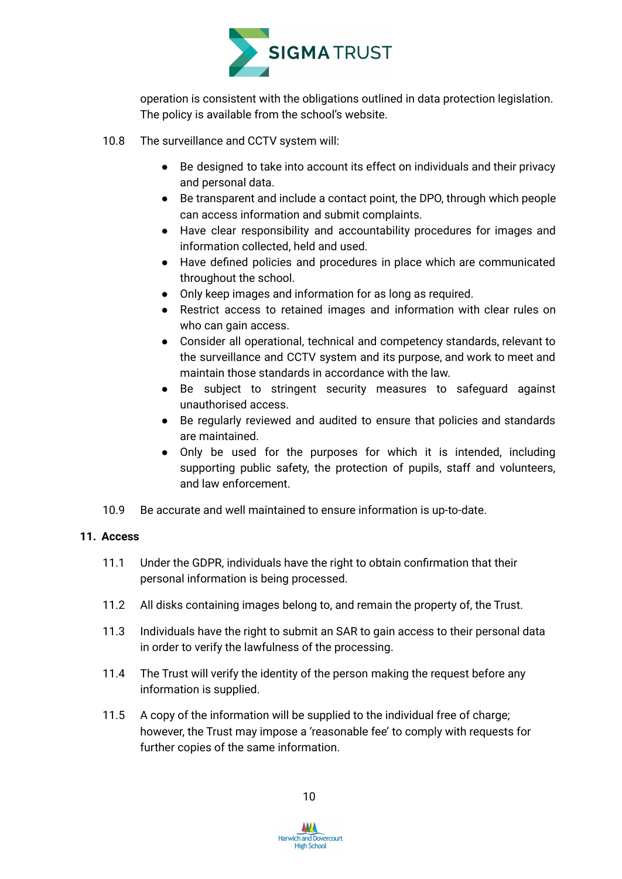operation is consistent with the obligations outlined in data protection legislation. The policy is available from the school's website.

10.8 The surveillance and CCTV system will:

- Be designed to take into account its effect on individuals and their privacy and personal data.
- Be transparent and include a contact point, the DPO, through which people can access information and submit complaints.
- Have clear responsibility and accountability procedures for images and information collected, held and used.
- Have defined policies and procedures in place which are communicated throughout the school.
- Only keep images and information for as long as required.
- Restrict access to retained images and information with clear rules on who can gain access.
- Consider all operational, technical and competency standards, relevant to the surveillance and CCTV system and its purpose, and work to meet and maintain those standards in accordance with the law.
- Be subject to stringent security measures to safeguard against unauthorised access.
- Be regularly reviewed and audited to ensure that policies and standards are maintained.
- Only be used for the purposes for which it is intended, including supporting public safety, the protection of pupils, staff and volunteers, and law enforcement.

10.9 Be accurate and well maintained to ensure information is up-to-date.

## 11. Access

11.1 Under the GDPR, individuals have the right to obtain confirmation that their personal information is being processed.

11.2 All disks containing images belong to, and remain the property of, the Trust.

11.3 Individuals have the right to submit an SAR to gain access to their personal data in order to verify the lawfulness of the processing.

11.4 The Trust will verify the identity of the person making the request before any information is supplied.

11.5 A copy of the information will be supplied to the individual free of charge; however, the Trust may impose a 'reasonable fee' to comply with requests for further copies of the same information.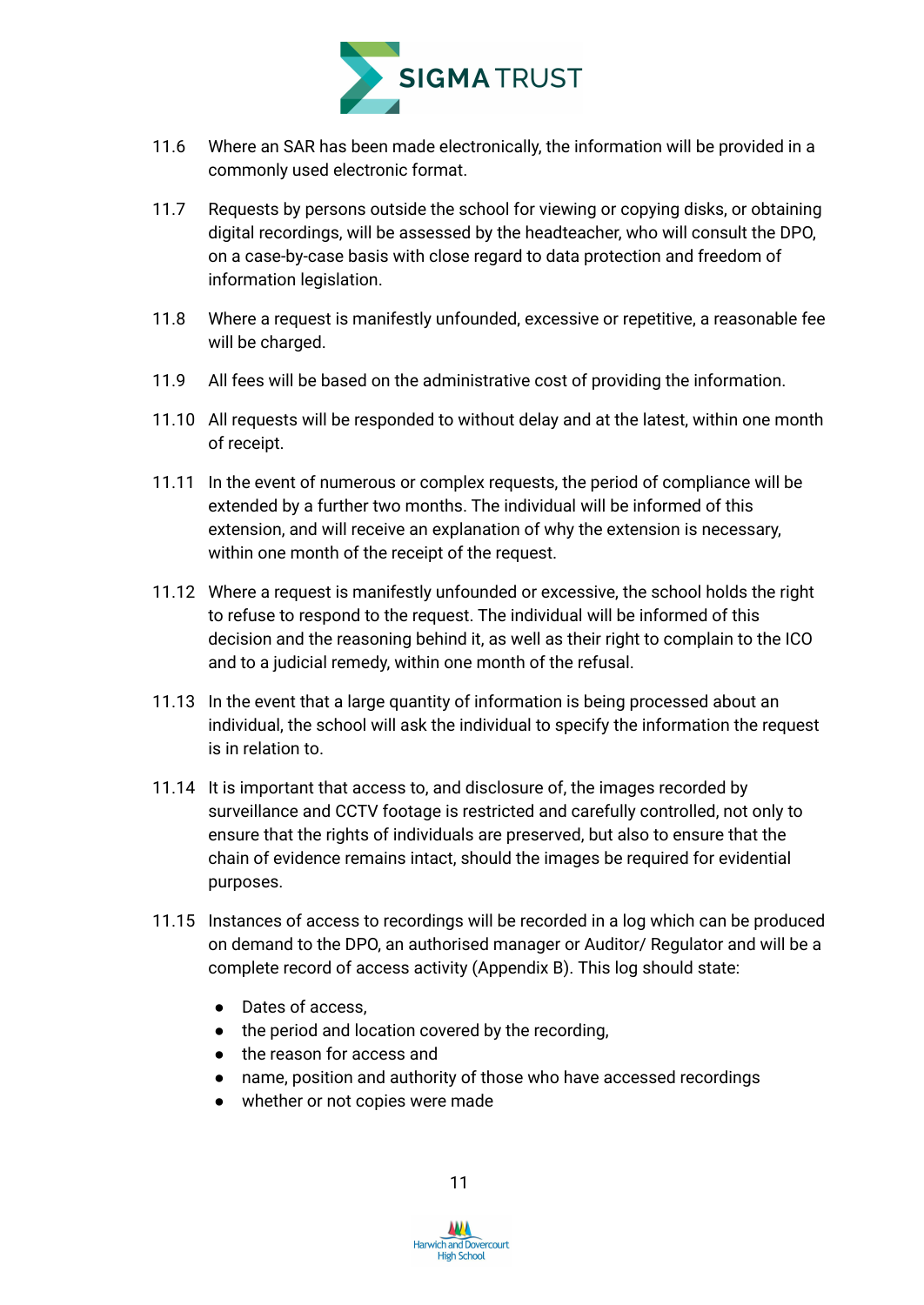11.6 Where an SAR has been made electronically, the information will be provided in a commonly used electronic format.

11.7 Requests by persons outside the school for viewing or copying disks, or obtaining digital recordings, will be assessed by the headteacher, who will consult the DPO, on a case-by-case basis with close regard to data protection and freedom of information legislation.

11.8 Where a request is manifestly unfounded, excessive or repetitive, a reasonable fee will be charged.

11.9 All fees will be based on the administrative cost of providing the information.

11.10 All requests will be responded to without delay and at the latest, within one month of receipt.

11.11 In the event of numerous or complex requests, the period of compliance will be extended by a further two months. The individual will be informed of this extension, and will receive an explanation of why the extension is necessary, within one month of the receipt of the request.

11.12 Where a request is manifestly unfounded or excessive, the school holds the right to refuse to respond to the request. The individual will be informed of this decision and the reasoning behind it, as well as their right to complain to the ICO and to a judicial remedy, within one month of the refusal.

11.13 In the event that a large quantity of information is being processed about an individual, the school will ask the individual to specify the information the request is in relation to.

11.14 It is important that access to, and disclosure of, the images recorded by surveillance and CCTV footage is restricted and carefully controlled, not only to ensure that the rights of individuals are preserved, but also to ensure that the chain of evidence remains intact, should the images be required for evidential purposes.

11.15 Instances of access to recordings will be recorded in a log which can be produced on demand to the DPO, an authorised manager or Auditor/ Regulator and will be a complete record of access activity (Appendix B). This log should state:

- Dates of access,
- the period and location covered by the recording,
- the reason for access and
- name, position and authority of those who have accessed recordings
- whether or not copies were made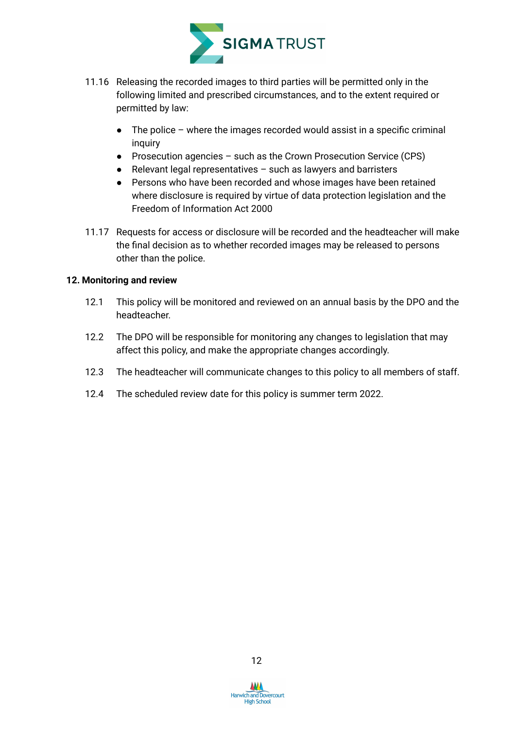11.16 Releasing the recorded images to third parties will be permitted only in the following limited and prescribed circumstances, and to the extent required or permitted by law:

- The police – where the images recorded would assist in a specific criminal inquiry
- Prosecution agencies – such as the Crown Prosecution Service (CPS)
- Relevant legal representatives – such as lawyers and barristers
- Persons who have been recorded and whose images have been retained where disclosure is required by virtue of data protection legislation and the Freedom of Information Act 2000

11.17 Requests for access or disclosure will be recorded and the headteacher will make the final decision as to whether recorded images may be released to persons other than the police.

**12. Monitoring and review**

12.1 This policy will be monitored and reviewed on an annual basis by the DPO and the headteacher.

12.2 The DPO will be responsible for monitoring any changes to legislation that may affect this policy, and make the appropriate changes accordingly.

12.3 The headteacher will communicate changes to this policy to all members of staff.

12.4 The scheduled review date for this policy is summer term 2022.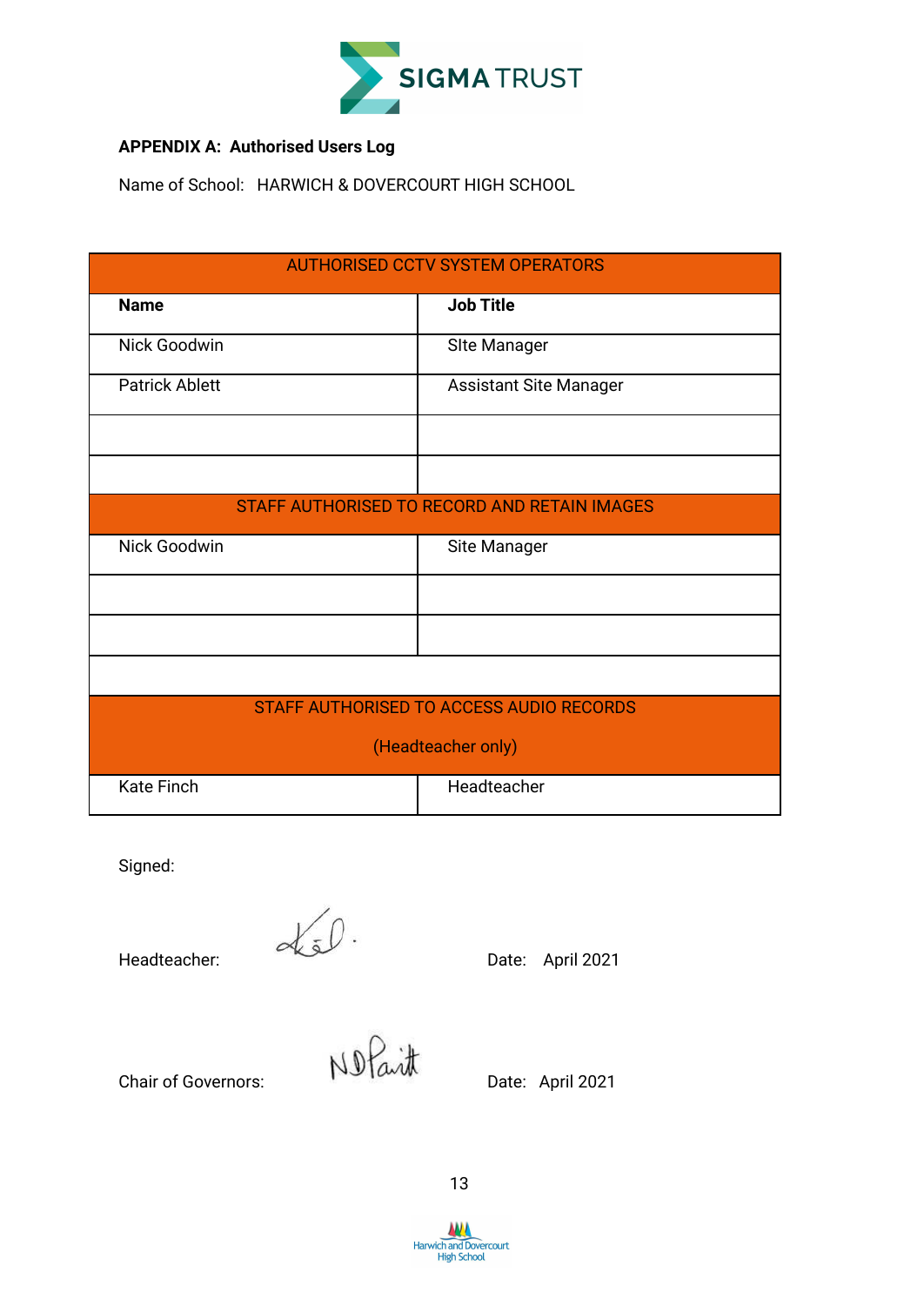**APPENDIX A: Authorised Users Log**

Name of School: HARWICH & DOVERCOURT HIGH SCHOOL

| AUTHORISED CCTV SYSTEM OPERATORS | |
|---|---|
| **Name** | **Job Title** |
| Nick Goodwin | SIte Manager |
| Patrick Ablett | Assistant Site Manager |
| | |
| | |
| STAFF AUTHORISED TO RECORD AND RETAIN IMAGES | |
| Nick Goodwin | Site Manager |
| | |
| | |
| | |
| STAFF AUTHORISED TO ACCESS AUDIO RECORDS (Headteacher only) | |
| Kate Finch | Headteacher |

Signed:

Headteacher: Date: April 2021

Chair of Governors: Date: April 2021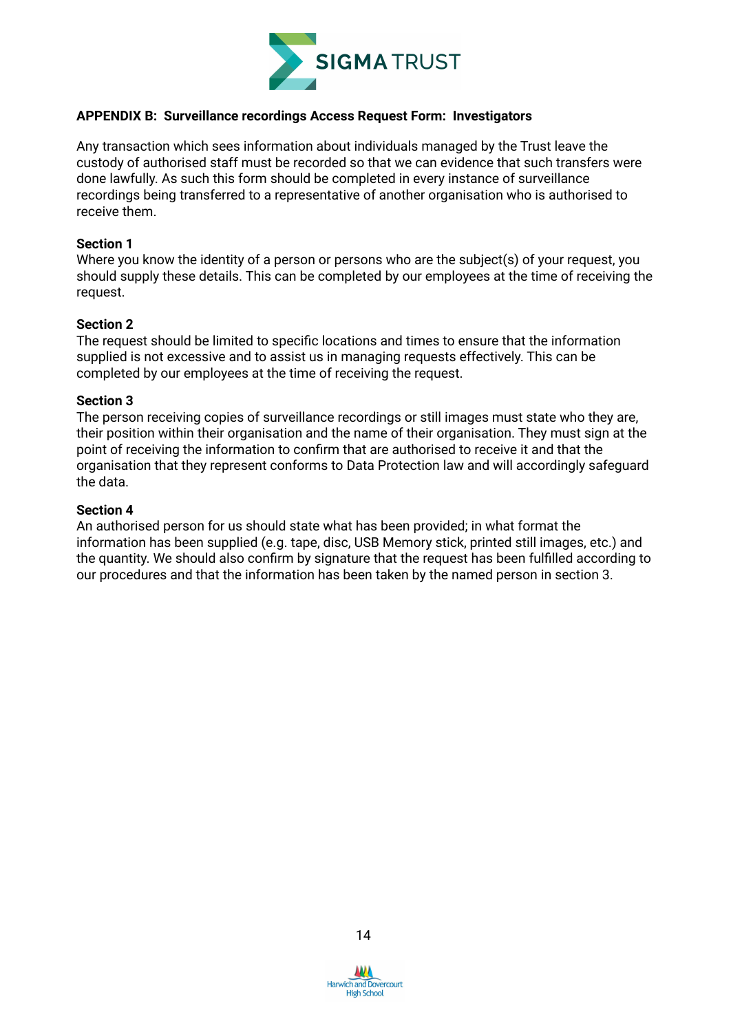**APPENDIX B: Surveillance recordings Access Request Form: Investigators**

Any transaction which sees information about individuals managed by the Trust leave the custody of authorised staff must be recorded so that we can evidence that such transfers were done lawfully. As such this form should be completed in every instance of surveillance recordings being transferred to a representative of another organisation who is authorised to receive them.

**Section 1**
Where you know the identity of a person or persons who are the subject(s) of your request, you should supply these details. This can be completed by our employees at the time of receiving the request.

**Section 2**
The request should be limited to specific locations and times to ensure that the information supplied is not excessive and to assist us in managing requests effectively. This can be completed by our employees at the time of receiving the request.

**Section 3**
The person receiving copies of surveillance recordings or still images must state who they are, their position within their organisation and the name of their organisation. They must sign at the point of receiving the information to confirm that are authorised to receive it and that the organisation that they represent conforms to Data Protection law and will accordingly safeguard the data.

**Section 4**
An authorised person for us should state what has been provided; in what format the information has been supplied (e.g. tape, disc, USB Memory stick, printed still images, etc.) and the quantity. We should also confirm by signature that the request has been fulfilled according to our procedures and that the information has been taken by the named person in section 3.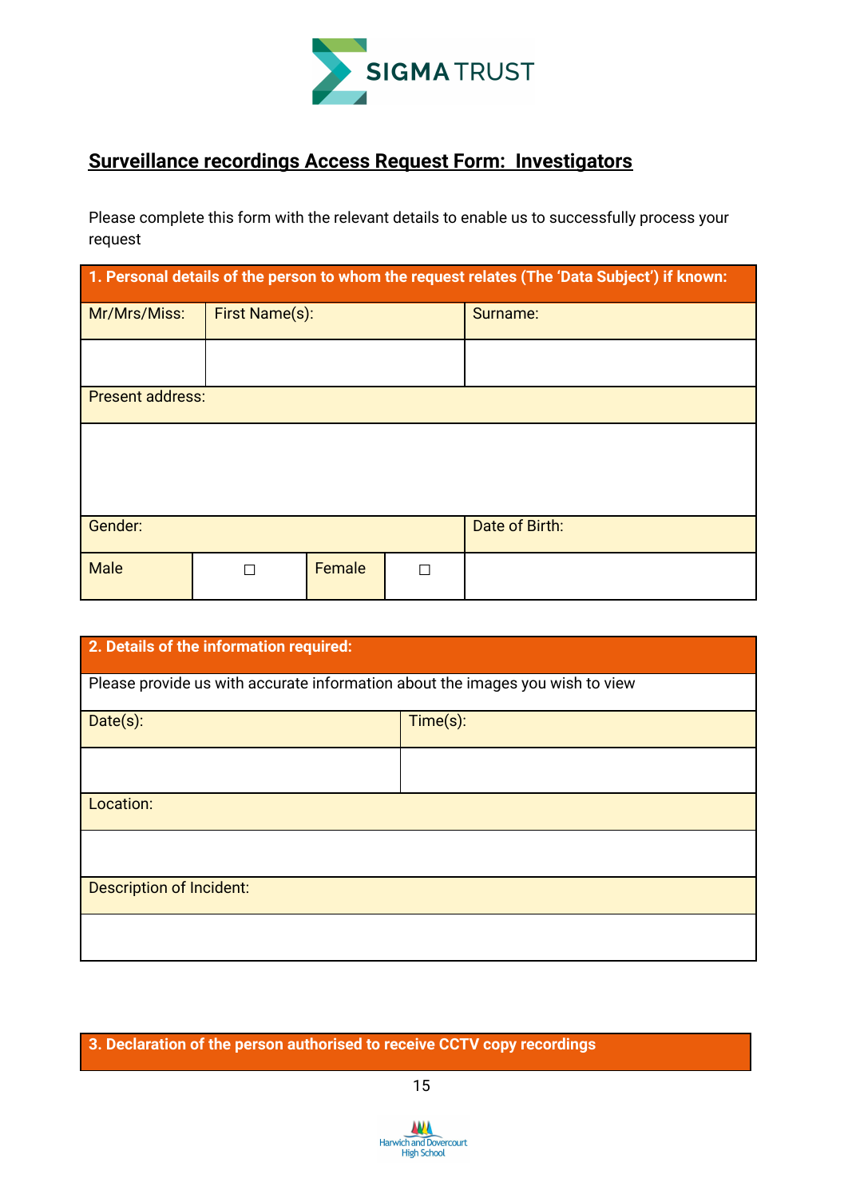## Surveillance recordings Access Request Form: Investigators

Please complete this form with the relevant details to enable us to successfully process your request

| 1. Personal details of the person to whom the request relates (The 'Data Subject') if known: | | | | |
|---|---|---|---|---|
| Mr/Mrs/Miss: | First Name(s): | | Surname: | |
| | | | | |
| Present address: | | | | |
| | | | | |
| Gender: | | | Date of Birth: | |
| Male | ☐ | Female | ☐ | |

| 2. Details of the information required: | |
|---|---|
| Please provide us with accurate information about the images you wish to view | |
| Date(s): | Time(s): |
| | |
| Location: | |
| | |
| Description of Incident: | |
| | |

| 3. Declaration of the person authorised to receive CCTV copy recordings |
|---|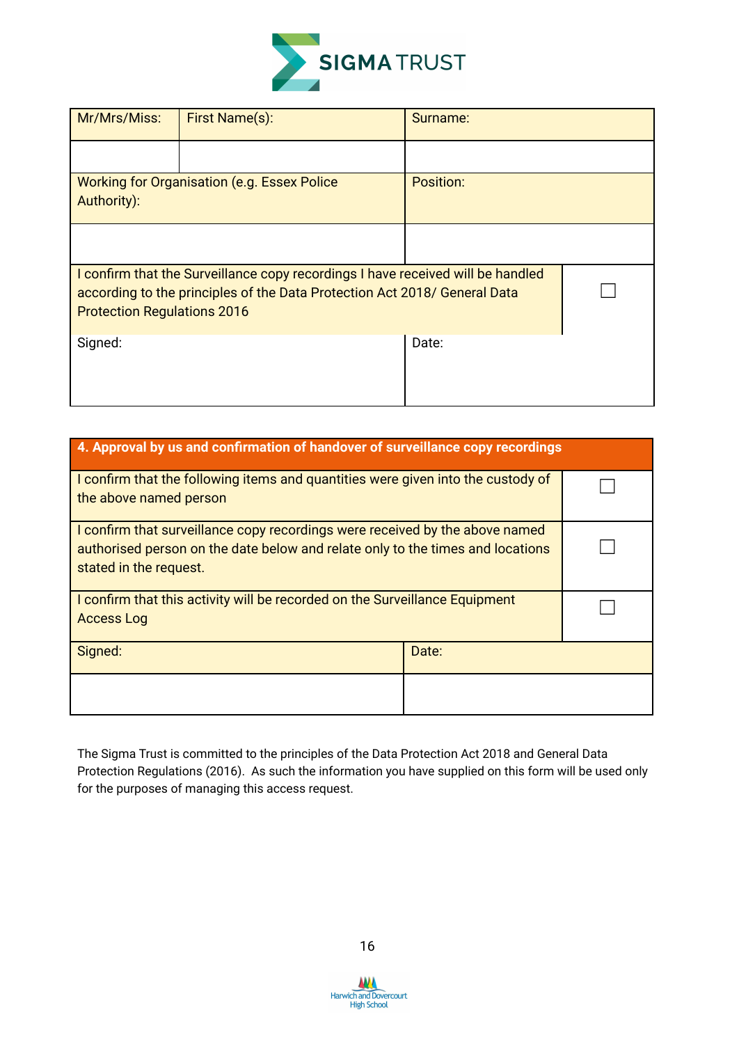| Mr/Mrs/Miss: | First Name(s): | Surname: | |
|---|---|---|---|
| | | | |
| Working for Organisation (e.g. Essex Police Authority): | | Position: | |
| | | | |
| I confirm that the Surveillance copy recordings I have received will be handled according to the principles of the Data Protection Act 2018/ General Data Protection Regulations 2016 | | | ☐ |
| Signed: | | Date: | |

| 4. Approval by us and confirmation of handover of surveillance copy recordings | | |
|---|---|---|
| I confirm that the following items and quantities were given into the custody of the above named person | | ☐ |
| I confirm that surveillance copy recordings were received by the above named authorised person on the date below and relate only to the times and locations stated in the request. | | ☐ |
| I confirm that this activity will be recorded on the Surveillance Equipment Access Log | | ☐ |
| Signed: | Date: | |
| | | |

The Sigma Trust is committed to the principles of the Data Protection Act 2018 and General Data Protection Regulations (2016). As such the information you have supplied on this form will be used only for the purposes of managing this access request.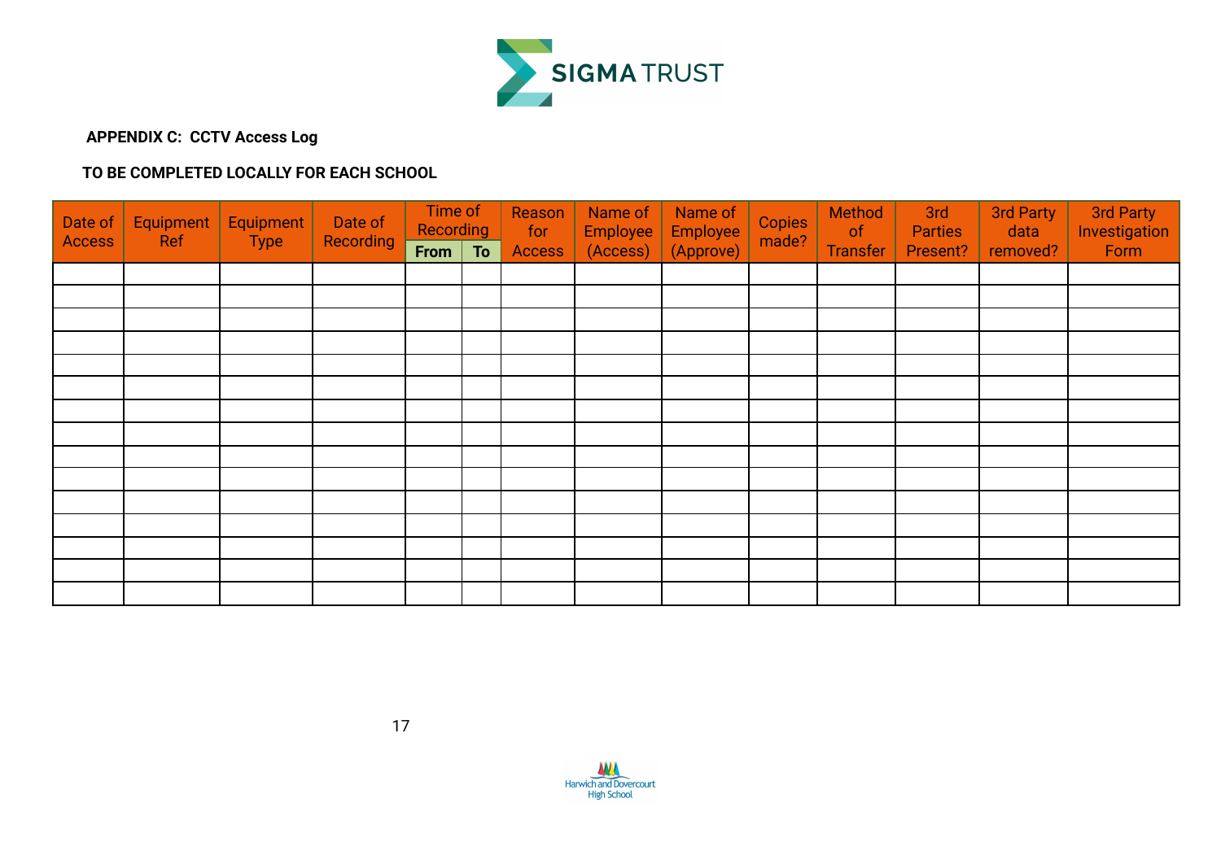**APPENDIX C: CCTV Access Log**

**TO BE COMPLETED LOCALLY FOR EACH SCHOOL**

| Date of Access | Equipment Ref | Equipment Type | Date of Recording | Time of Recording | | Reason for Access | Name of Employee (Access) | Name of Employee (Approve) | Copies made? | Method of Transfer | 3rd Parties Present? | 3rd Party data removed? | 3rd Party Investigation Form |
|---|---|---|---|---|---|---|---|---|---|---|---|---|---|
| | | | | **From** | **To** | | | | | | | | |
| | | | | | | | | | | | | | |
| | | | | | | | | | | | | | |
| | | | | | | | | | | | | | |
| | | | | | | | | | | | | | |
| | | | | | | | | | | | | | |
| | | | | | | | | | | | | | |
| | | | | | | | | | | | | | |
| | | | | | | | | | | | | | |
| | | | | | | | | | | | | | |
| | | | | | | | | | | | | | |
| | | | | | | | | | | | | | |
| | | | | | | | | | | | | | |
| | | | | | | | | | | | | | |
| | | | | | | | | | | | | | |
| | | | | | | | | | | | | | |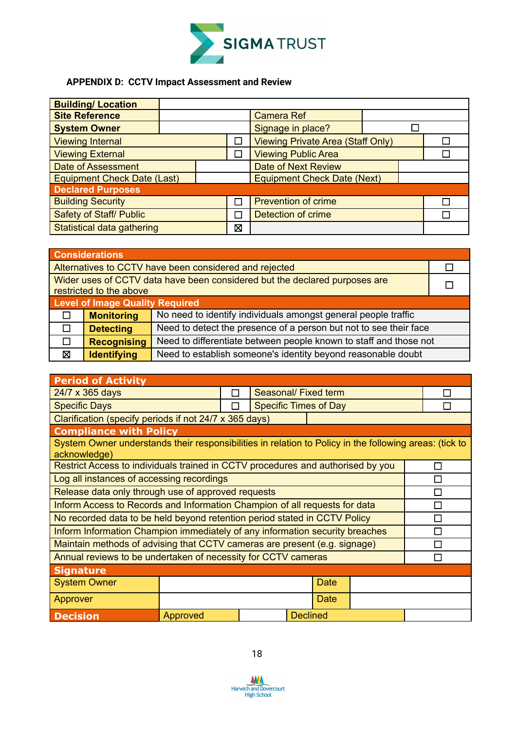SIGMA TRUST

**APPENDIX D: CCTV Impact Assessment and Review**

| | | | |
|---|---|---|---|
| **Building/ Location** | | | |
| **Site Reference** | | Camera Ref | |
| **System Owner** | | Signage in place? | ☐ |
| Viewing Internal | ☐ | Viewing Private Area (Staff Only) | ☐ |
| Viewing External | ☐ | Viewing Public Area | ☐ |
| Date of Assessment | | Date of Next Review | |
| Equipment Check Date (Last) | | Equipment Check Date (Next) | |
| **Declared Purposes** | | | |
| Building Security | ☐ | Prevention of crime | ☐ |
| Safety of Staff/ Public | ☐ | Detection of crime | ☐ |
| Statistical data gathering | ☒ | | |

| | | |
|---|---|---|
| **Considerations** | | |
| Alternatives to CCTV have been considered and rejected | | ☐ |
| Wider uses of CCTV data have been considered but the declared purposes are restricted to the above | | ☐ |
| **Level of Image Quality Required** | | |
| ☐ | **Monitoring** | No need to identify individuals amongst general people traffic |
| ☐ | **Detecting** | Need to detect the presence of a person but not to see their face |
| ☐ | **Recognising** | Need to differentiate between people known to staff and those not |
| ☒ | **Identifying** | Need to establish someone's identity beyond reasonable doubt |

| | | | |
|---|---|---|---|
| **Period of Activity** | | | |
| 24/7 x 365 days | ☐ | Seasonal/ Fixed term | ☐ |
| Specific Days | ☐ | Specific Times of Day | ☐ |
| Clarification (specify periods if not 24/7 x 365 days) | | | |

| | |
|---|---|
| **Compliance with Policy** | |
| System Owner understands their responsibilities in relation to Policy in the following areas: (tick to acknowledge) | |
| Restrict Access to individuals trained in CCTV procedures and authorised by you | ☐ |
| Log all instances of accessing recordings | ☐ |
| Release data only through use of approved requests | ☐ |
| Inform Access to Records and Information Champion of all requests for data | ☐ |
| No recorded data to be held beyond retention period stated in CCTV Policy | ☐ |
| Inform Information Champion immediately of any information security breaches | ☐ |
| Maintain methods of advising that CCTV cameras are present (e.g. signage) | ☐ |
| Annual reviews to be undertaken of necessity for CCTV cameras | ☐ |

| | | | |
|---|---|---|---|
| **Signature** | | | |
| System Owner | | Date | |
| Approver | | Date | |
| **Decision** | Approved | | Declined | |

Harwich and Dovercourt High School